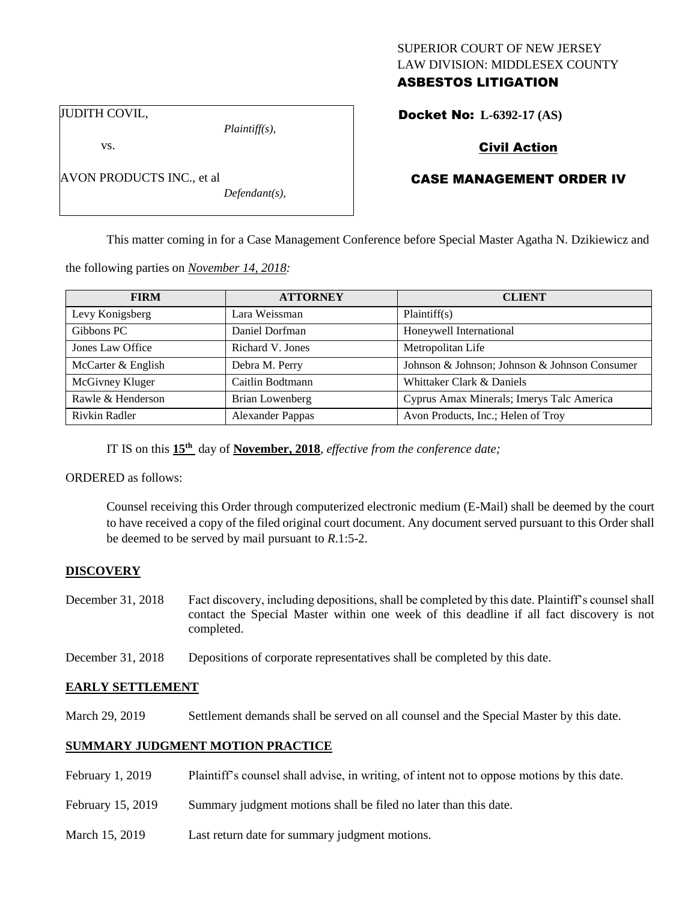SUPERIOR COURT OF NEW JERSEY
LAW DIVISION: MIDDLESEX COUNTY
**ASBESTOS LITIGATION**

JUDITH COVIL,
*Plaintiff(s),*
vs.
AVON PRODUCTS INC., et al
*Defendant(s),*

**Docket No: L-6392-17 (AS)**

**Civil Action**

**CASE MANAGEMENT ORDER IV**

This matter coming in for a Case Management Conference before Special Master Agatha N. Dzikiewicz and the following parties on *November 14, 2018:*

| FIRM | ATTORNEY | CLIENT |
| --- | --- | --- |
| Levy Konigsberg | Lara Weissman | Plaintiff(s) |
| Gibbons PC | Daniel Dorfman | Honeywell International |
| Jones Law Office | Richard V. Jones | Metropolitan Life |
| McCarter & English | Debra M. Perry | Johnson & Johnson; Johnson & Johnson Consumer |
| McGivney Kluger | Caitlin Bodtmann | Whittaker Clark & Daniels |
| Rawle & Henderson | Brian Lowenberg | Cyprus Amax Minerals; Imerys Talc America |
| Rivkin Radler | Alexander Pappas | Avon Products, Inc.; Helen of Troy |

IT IS on this **15th** day of **November, 2018**, *effective from the conference date;*

ORDERED as follows:

Counsel receiving this Order through computerized electronic medium (E-Mail) shall be deemed by the court to have received a copy of the filed original court document. Any document served pursuant to this Order shall be deemed to be served by mail pursuant to *R*.1:5-2.

## DISCOVERY

December 31, 2018 Fact discovery, including depositions, shall be completed by this date. Plaintiff's counsel shall contact the Special Master within one week of this deadline if all fact discovery is not completed.

December 31, 2018 Depositions of corporate representatives shall be completed by this date.

## EARLY SETTLEMENT

March 29, 2019 Settlement demands shall be served on all counsel and the Special Master by this date.

## SUMMARY JUDGMENT MOTION PRACTICE

February 1, 2019 Plaintiff's counsel shall advise, in writing, of intent not to oppose motions by this date.

February 15, 2019 Summary judgment motions shall be filed no later than this date.

March 15, 2019 Last return date for summary judgment motions.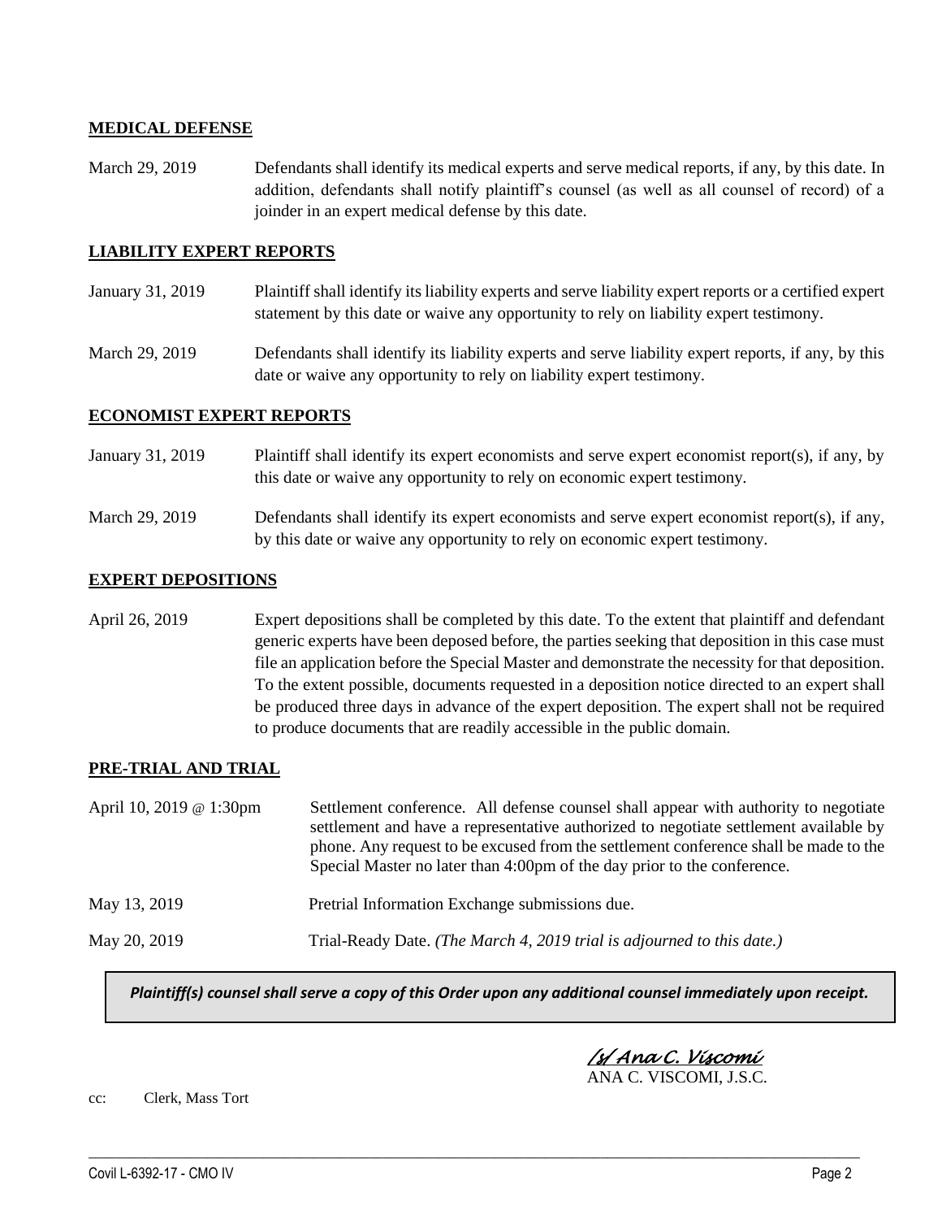**MEDICAL DEFENSE**

March 29, 2019 Defendants shall identify its medical experts and serve medical reports, if any, by this date. In addition, defendants shall notify plaintiff's counsel (as well as all counsel of record) of a joinder in an expert medical defense by this date.

**LIABILITY EXPERT REPORTS**

January 31, 2019 Plaintiff shall identify its liability experts and serve liability expert reports or a certified expert statement by this date or waive any opportunity to rely on liability expert testimony.

March 29, 2019 Defendants shall identify its liability experts and serve liability expert reports, if any, by this date or waive any opportunity to rely on liability expert testimony.

**ECONOMIST EXPERT REPORTS**

January 31, 2019 Plaintiff shall identify its expert economists and serve expert economist report(s), if any, by this date or waive any opportunity to rely on economic expert testimony.

March 29, 2019 Defendants shall identify its expert economists and serve expert economist report(s), if any, by this date or waive any opportunity to rely on economic expert testimony.

**EXPERT DEPOSITIONS**

April 26, 2019 Expert depositions shall be completed by this date. To the extent that plaintiff and defendant generic experts have been deposed before, the parties seeking that deposition in this case must file an application before the Special Master and demonstrate the necessity for that deposition. To the extent possible, documents requested in a deposition notice directed to an expert shall be produced three days in advance of the expert deposition. The expert shall not be required to produce documents that are readily accessible in the public domain.

**PRE-TRIAL AND TRIAL**

April 10, 2019 @ 1:30pm Settlement conference. All defense counsel shall appear with authority to negotiate settlement and have a representative authorized to negotiate settlement available by phone. Any request to be excused from the settlement conference shall be made to the Special Master no later than 4:00pm of the day prior to the conference.

May 13, 2019 Pretrial Information Exchange submissions due.

May 20, 2019 Trial-Ready Date. *(The March 4, 2019 trial is adjourned to this date.)*

***Plaintiff(s) counsel shall serve a copy of this Order upon any additional counsel immediately upon receipt.***

*/s/ Ana C. Viscomi*
ANA C. VISCOMI, J.S.C.

cc: Clerk, Mass Tort